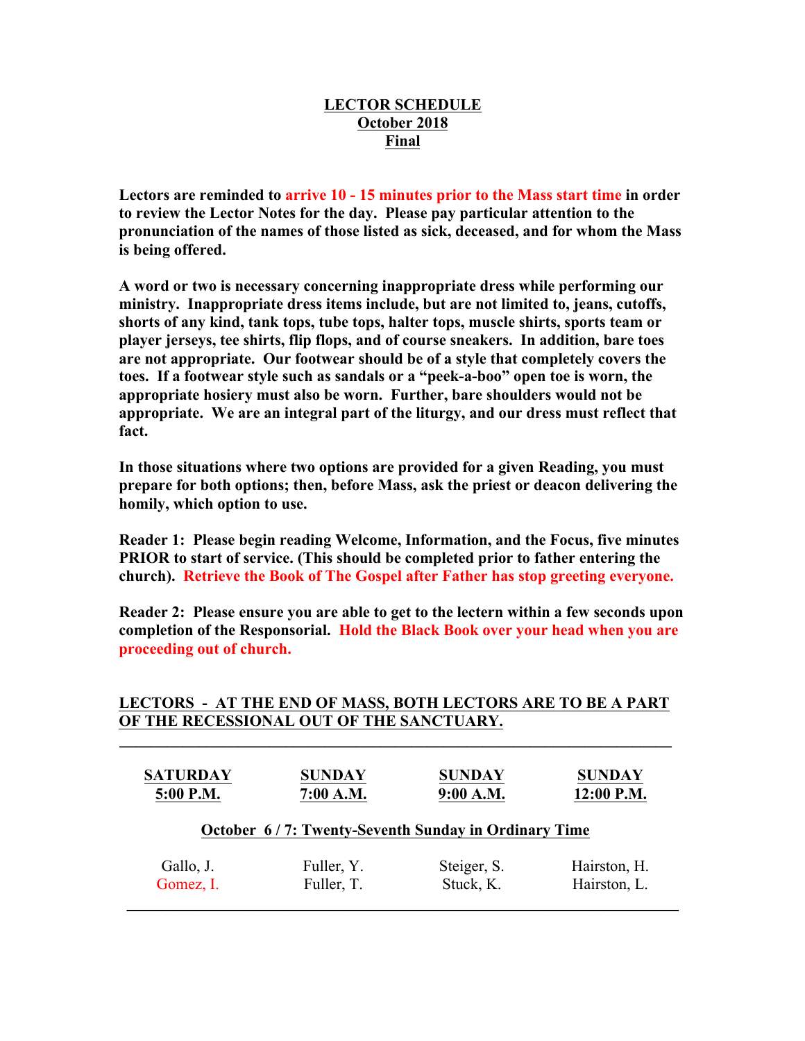# LECTOR SCHEDULE
## October 2018
## Final

**Lectors are reminded to arrive 10 - 15 minutes prior to the Mass start time in order to review the Lector Notes for the day. Please pay particular attention to the pronunciation of the names of those listed as sick, deceased, and for whom the Mass is being offered.**

**A word or two is necessary concerning inappropriate dress while performing our ministry. Inappropriate dress items include, but are not limited to, jeans, cutoffs, shorts of any kind, tank tops, tube tops, halter tops, muscle shirts, sports team or player jerseys, tee shirts, flip flops, and of course sneakers. In addition, bare toes are not appropriate. Our footwear should be of a style that completely covers the toes. If a footwear style such as sandals or a "peek-a-boo" open toe is worn, the appropriate hosiery must also be worn. Further, bare shoulders would not be appropriate. We are an integral part of the liturgy, and our dress must reflect that fact.**

**In those situations where two options are provided for a given Reading, you must prepare for both options; then, before Mass, ask the priest or deacon delivering the homily, which option to use.**

**Reader 1: Please begin reading Welcome, Information, and the Focus, five minutes PRIOR to start of service. (This should be completed prior to father entering the church). Retrieve the Book of The Gospel after Father has stop greeting everyone.**

**Reader 2: Please ensure you are able to get to the lectern within a few seconds upon completion of the Responsorial. Hold the Black Book over your head when you are proceeding out of church.**

**LECTORS - AT THE END OF MASS, BOTH LECTORS ARE TO BE A PART OF THE RECESSIONAL OUT OF THE SANCTUARY.**

| SATURDAY 5:00 P.M. | SUNDAY 7:00 A.M. | SUNDAY 9:00 A.M. | SUNDAY 12:00 P.M. |
|---|---|---|---|
| **October 6 / 7: Twenty-Seventh Sunday in Ordinary Time** | | | |
| Gallo, J. | Fuller, Y. | Steiger, S. | Hairston, H. |
| Gomez, I. | Fuller, T. | Stuck, K. | Hairston, L. |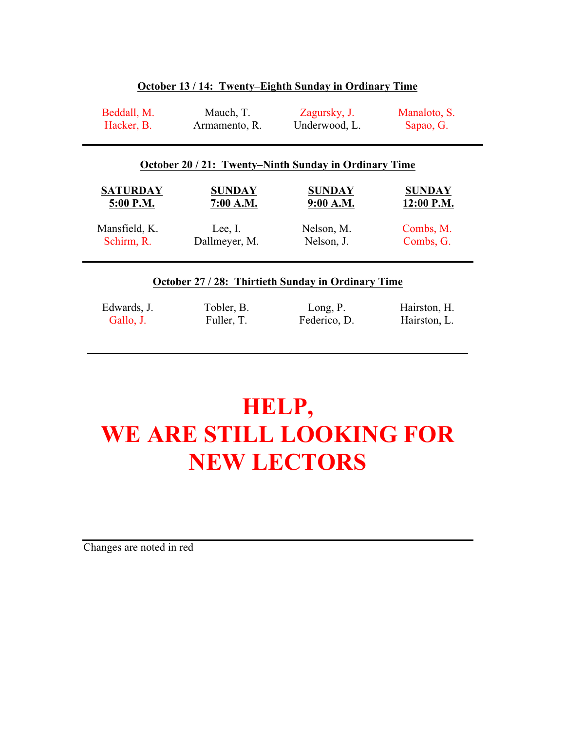**October 13 / 14: Twenty–Eighth Sunday in Ordinary Time**

| | | | |
|---|---|---|---|
| Beddall, M. | Mauch, T. | Zagursky, J. | Manaloto, S. |
| Hacker, B. | Armamento, R. | Underwood, L. | Sapao, G. |

---

**October 20 / 21: Twenty–Ninth Sunday in Ordinary Time**

| SATURDAY 5:00 P.M. | SUNDAY 7:00 A.M. | SUNDAY 9:00 A.M. | SUNDAY 12:00 P.M. |
|---|---|---|---|
| Mansfield, K. | Lee, I. | Nelson, M. | Combs, M. |
| Schirm, R. | Dallmeyer, M. | Nelson, J. | Combs, G. |

---

**October 27 / 28: Thirtieth Sunday in Ordinary Time**

| | | | |
|---|---|---|---|
| Edwards, J. | Tobler, B. | Long, P. | Hairston, H. |
| Gallo, J. | Fuller, T. | Federico, D. | Hairston, L. |

---

# HELP, WE ARE STILL LOOKING FOR NEW LECTORS

---

Changes are noted in red